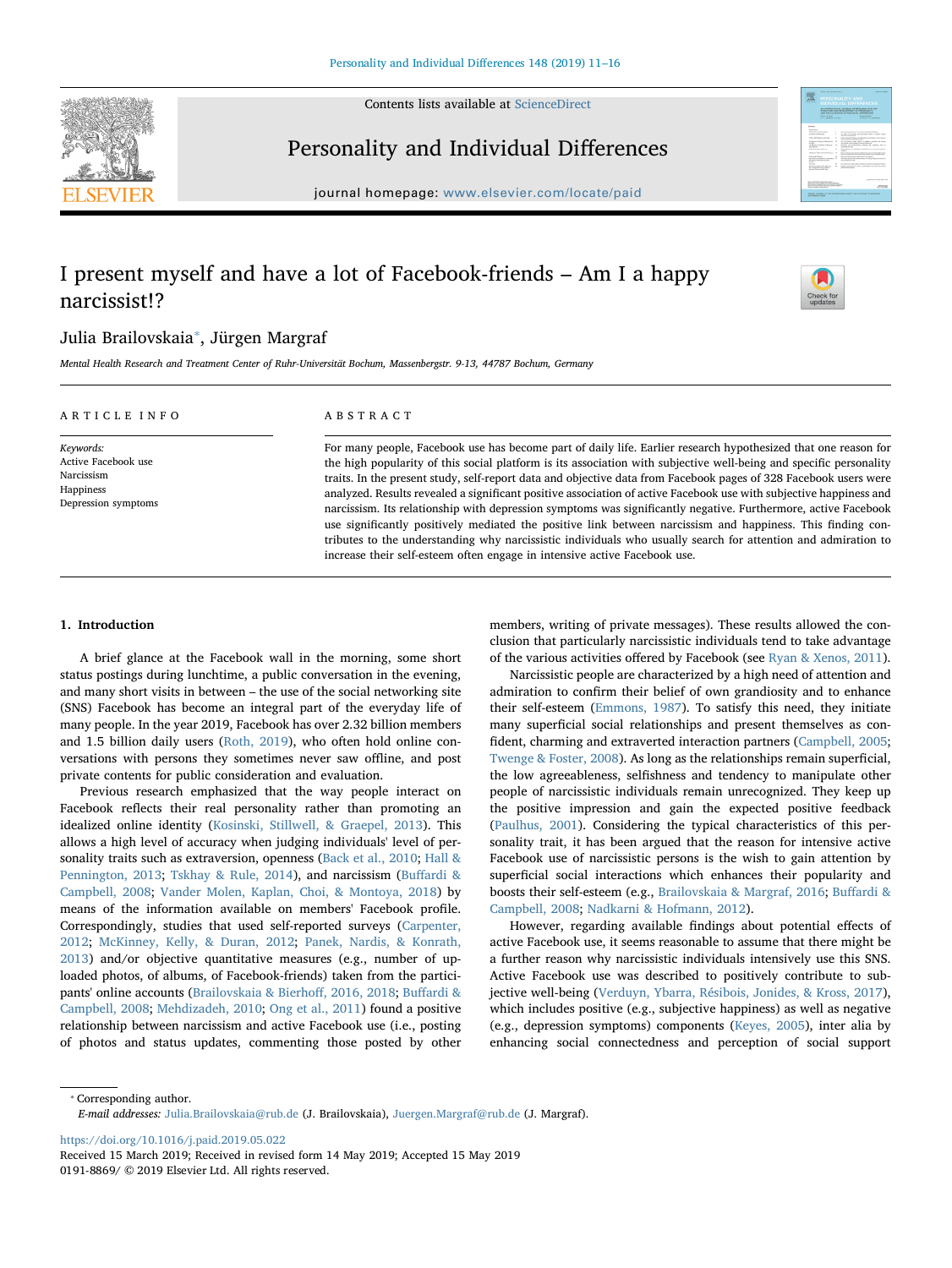# I present myself and have a lot of Facebook-friends – Am I a happy narcissist!?

Julia Brailovskaia*, Jürgen Margraf

*Mental Health Research and Treatment Center of Ruhr-Universität Bochum, Massenbergstr. 9-13, 44787 Bochum, Germany*

## ARTICLE INFO

*Keywords:*
Active Facebook use
Narcissism
Happiness
Depression symptoms

## ABSTRACT

For many people, Facebook use has become part of daily life. Earlier research hypothesized that one reason for the high popularity of this social platform is its association with subjective well-being and specific personality traits. In the present study, self-report data and objective data from Facebook pages of 328 Facebook users were analyzed. Results revealed a significant positive association of active Facebook use with subjective happiness and narcissism. Its relationship with depression symptoms was significantly negative. Furthermore, active Facebook use significantly positively mediated the positive link between narcissism and happiness. This finding contributes to the understanding why narcissistic individuals who usually search for attention and admiration to increase their self-esteem often engage in intensive active Facebook use.

## 1. Introduction

A brief glance at the Facebook wall in the morning, some short status postings during lunchtime, a public conversation in the evening, and many short visits in between – the use of the social networking site (SNS) Facebook has become an integral part of the everyday life of many people. In the year 2019, Facebook has over 2.32 billion members and 1.5 billion daily users (Roth, 2019), who often hold online conversations with persons they sometimes never saw offline, and post private contents for public consideration and evaluation.

Previous research emphasized that the way people interact on Facebook reflects their real personality rather than promoting an idealized online identity (Kosinski, Stillwell, & Graepel, 2013). This allows a high level of accuracy when judging individuals' level of personality traits such as extraversion, openness (Back et al., 2010; Hall & Pennington, 2013; Tskhay & Rule, 2014), and narcissism (Buffardi & Campbell, 2008; Vander Molen, Kaplan, Choi, & Montoya, 2018) by means of the information available on members' Facebook profile. Correspondingly, studies that used self-reported surveys (Carpenter, 2012; McKinney, Kelly, & Duran, 2012; Panek, Nardis, & Konrath, 2013) and/or objective quantitative measures (e.g., number of uploaded photos, of albums, of Facebook-friends) taken from the participants' online accounts (Brailovskaia & Bierhoff, 2016, 2018; Buffardi & Campbell, 2008; Mehdizadeh, 2010; Ong et al., 2011) found a positive relationship between narcissism and active Facebook use (i.e., posting of photos and status updates, commenting those posted by other members, writing of private messages). These results allowed the conclusion that particularly narcissistic individuals tend to take advantage of the various activities offered by Facebook (see Ryan & Xenos, 2011).

Narcissistic people are characterized by a high need of attention and admiration to confirm their belief of own grandiosity and to enhance their self-esteem (Emmons, 1987). To satisfy this need, they initiate many superficial social relationships and present themselves as confident, charming and extraverted interaction partners (Campbell, 2005; Twenge & Foster, 2008). As long as the relationships remain superficial, the low agreeableness, selfishness and tendency to manipulate other people of narcissistic individuals remain unrecognized. They keep up the positive impression and gain the expected positive feedback (Paulhus, 2001). Considering the typical characteristics of this personality trait, it has been argued that the reason for intensive active Facebook use of narcissistic persons is the wish to gain attention by superficial social interactions which enhances their popularity and boosts their self-esteem (e.g., Brailovskaia & Margraf, 2016; Buffardi & Campbell, 2008; Nadkarni & Hofmann, 2012).

However, regarding available findings about potential effects of active Facebook use, it seems reasonable to assume that there might be a further reason why narcissistic individuals intensively use this SNS. Active Facebook use was described to positively contribute to subjective well-being (Verduyn, Ybarra, Résibois, Jonides, & Kross, 2017), which includes positive (e.g., subjective happiness) as well as negative (e.g., depression symptoms) components (Keyes, 2005), inter alia by enhancing social connectedness and perception of social support

---

* Corresponding author.
*E-mail addresses:* Julia.Brailovskaia@rub.de (J. Brailovskaia), Juergen.Margraf@rub.de (J. Margraf).

https://doi.org/10.1016/j.paid.2019.05.022
Received 15 March 2019; Received in revised form 14 May 2019; Accepted 15 May 2019
0191-8869/ © 2019 Elsevier Ltd. All rights reserved.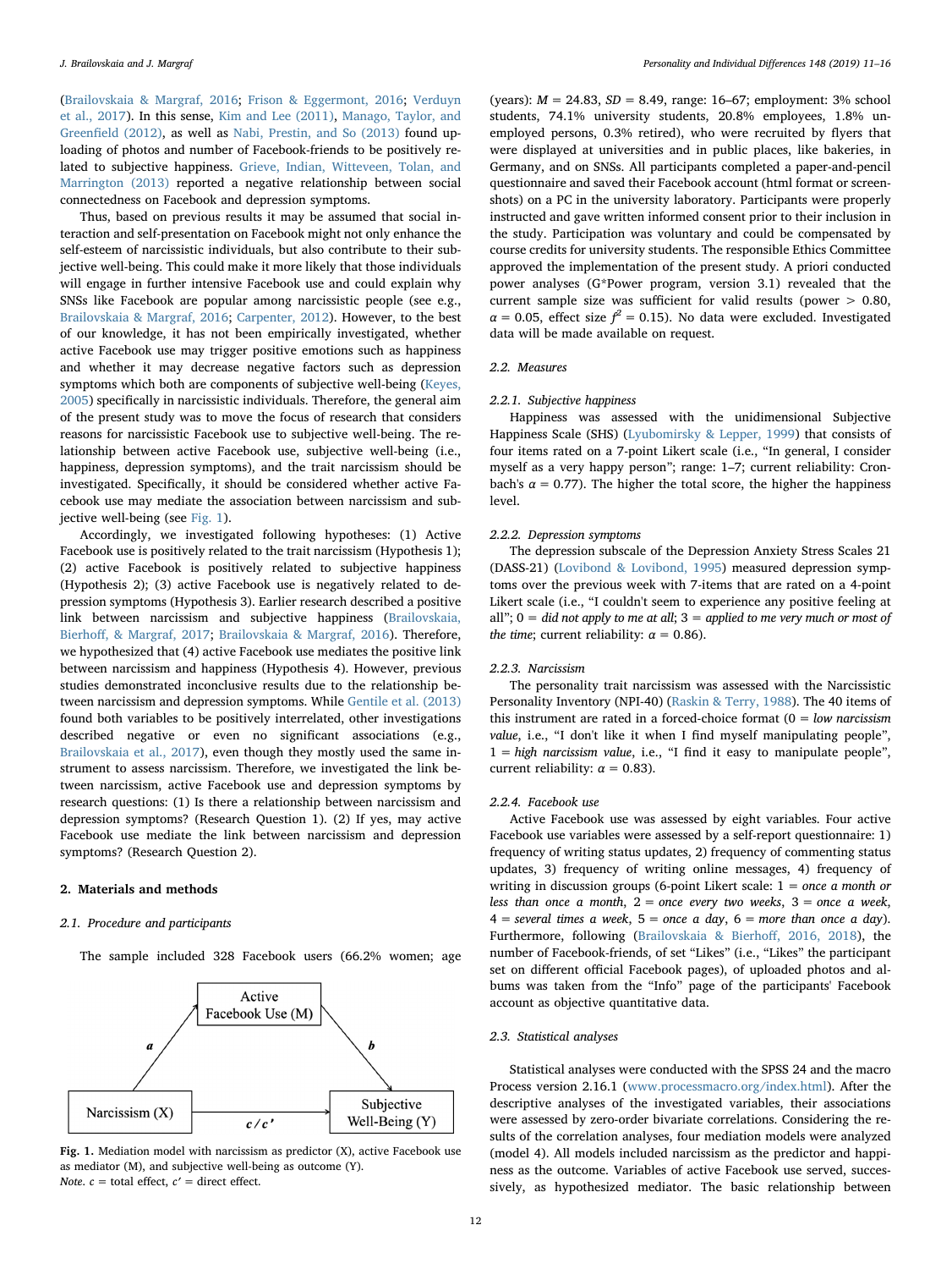(Brailovskaia & Margraf, 2016; Frison & Eggermont, 2016; Verduyn et al., 2017). In this sense, Kim and Lee (2011), Manago, Taylor, and Greenfield (2012), as well as Nabi, Prestin, and So (2013) found uploading of photos and number of Facebook-friends to be positively related to subjective happiness. Grieve, Indian, Witteveen, Tolan, and Marrington (2013) reported a negative relationship between social connectedness on Facebook and depression symptoms.

Thus, based on previous results it may be assumed that social interaction and self-presentation on Facebook might not only enhance the self-esteem of narcissistic individuals, but also contribute to their subjective well-being. This could make it more likely that those individuals will engage in further intensive Facebook use and could explain why SNSs like Facebook are popular among narcissistic people (see e.g., Brailovskaia & Margraf, 2016; Carpenter, 2012). However, to the best of our knowledge, it has not been empirically investigated, whether active Facebook use may trigger positive emotions such as happiness and whether it may decrease negative factors such as depression symptoms which both are components of subjective well-being (Keyes, 2005) specifically in narcissistic individuals. Therefore, the general aim of the present study was to move the focus of research that considers reasons for narcissistic Facebook use to subjective well-being. The relationship between active Facebook use, subjective well-being (i.e., happiness, depression symptoms), and the trait narcissism should be investigated. Specifically, it should be considered whether active Facebook use may mediate the association between narcissism and subjective well-being (see Fig. 1).

Accordingly, we investigated following hypotheses: (1) Active Facebook use is positively related to the trait narcissism (Hypothesis 1); (2) active Facebook is positively related to subjective happiness (Hypothesis 2); (3) active Facebook use is negatively related to depression symptoms (Hypothesis 3). Earlier research described a positive link between narcissism and subjective happiness (Brailovskaia, Bierhoff, & Margraf, 2017; Brailovskaia & Margraf, 2016). Therefore, we hypothesized that (4) active Facebook use mediates the positive link between narcissism and happiness (Hypothesis 4). However, previous studies demonstrated inconclusive results due to the relationship between narcissism and depression symptoms. While Gentile et al. (2013) found both variables to be positively interrelated, other investigations described negative or even no significant associations (e.g., Brailovskaia et al., 2017), even though they mostly used the same instrument to assess narcissism. Therefore, we investigated the link between narcissism, active Facebook use and depression symptoms by research questions: (1) Is there a relationship between narcissism and depression symptoms? (Research Question 1). (2) If yes, may active Facebook use mediate the link between narcissism and depression symptoms? (Research Question 2).

## 2. Materials and methods

### 2.1. Procedure and participants

The sample included 328 Facebook users (66.2% women; age (years): $M = 24.83$, $SD = 8.49$, range: 16–67; employment: 3% school students, 74.1% university students, 20.8% employees, 1.8% unemployed persons, 0.3% retired), who were recruited by flyers that were displayed at universities and in public places, like bakeries, in Germany, and on SNSs. All participants completed a paper-and-pencil questionnaire and saved their Facebook account (html format or screenshots) on a PC in the university laboratory. Participants were properly instructed and gave written informed consent prior to their inclusion in the study. Participation was voluntary and could be compensated by course credits for university students. The responsible Ethics Committee approved the implementation of the present study. A priori conducted power analyses (G*Power program, version 3.1) revealed that the current sample size was sufficient for valid results (power > 0.80, $\alpha = 0.05$, effect size $f^2 = 0.15$). No data were excluded. Investigated data will be made available on request.

Fig. 1. Mediation model with narcissism as predictor (X), active Facebook use as mediator (M), and subjective well-being as outcome (Y).
*Note.* c = total effect, c′ = direct effect.

### 2.2. Measures

#### 2.2.1. Subjective happiness

Happiness was assessed with the unidimensional Subjective Happiness Scale (SHS) (Lyubomirsky & Lepper, 1999) that consists of four items rated on a 7-point Likert scale (i.e., "In general, I consider myself as a very happy person"; range: 1–7; current reliability: Cronbach's $\alpha = 0.77$). The higher the total score, the higher the happiness level.

#### 2.2.2. Depression symptoms

The depression subscale of the Depression Anxiety Stress Scales 21 (DASS-21) (Lovibond & Lovibond, 1995) measured depression symptoms over the previous week with 7-items that are rated on a 4-point Likert scale (i.e., "I couldn't seem to experience any positive feeling at all"; 0 = *did not apply to me at all*; 3 = *applied to me very much or most of the time*; current reliability: $\alpha = 0.86$).

#### 2.2.3. Narcissism

The personality trait narcissism was assessed with the Narcissistic Personality Inventory (NPI-40) (Raskin & Terry, 1988). The 40 items of this instrument are rated in a forced-choice format (0 = *low narcissism value*, i.e., "I don't like it when I find myself manipulating people", 1 = *high narcissism value*, i.e., "I find it easy to manipulate people", current reliability: $\alpha = 0.83$).

#### 2.2.4. Facebook use

Active Facebook use was assessed by eight variables. Four active Facebook use variables were assessed by a self-report questionnaire: 1) frequency of writing status updates, 2) frequency of commenting status updates, 3) frequency of writing online messages, 4) frequency of writing in discussion groups (6-point Likert scale: 1 = *once a month or less than once a month*, 2 = *once every two weeks*, 3 = *once a week*, 4 = *several times a week*, 5 = *once a day*, 6 = *more than once a day*). Furthermore, following (Brailovskaia & Bierhoff, 2016, 2018), the number of Facebook-friends, of set "Likes" (i.e., "Likes" the participant set on different official Facebook pages), of uploaded photos and albums was taken from the "Info" page of the participants' Facebook account as objective quantitative data.

### 2.3. Statistical analyses

Statistical analyses were conducted with the SPSS 24 and the macro Process version 2.16.1 (www.processmacro.org/index.html). After the descriptive analyses of the investigated variables, their associations were assessed by zero-order bivariate correlations. Considering the results of the correlation analyses, four mediation models were analyzed (model 4). All models included narcissism as the predictor and happiness as the outcome. Variables of active Facebook use served, successively, as hypothesized mediator. The basic relationship between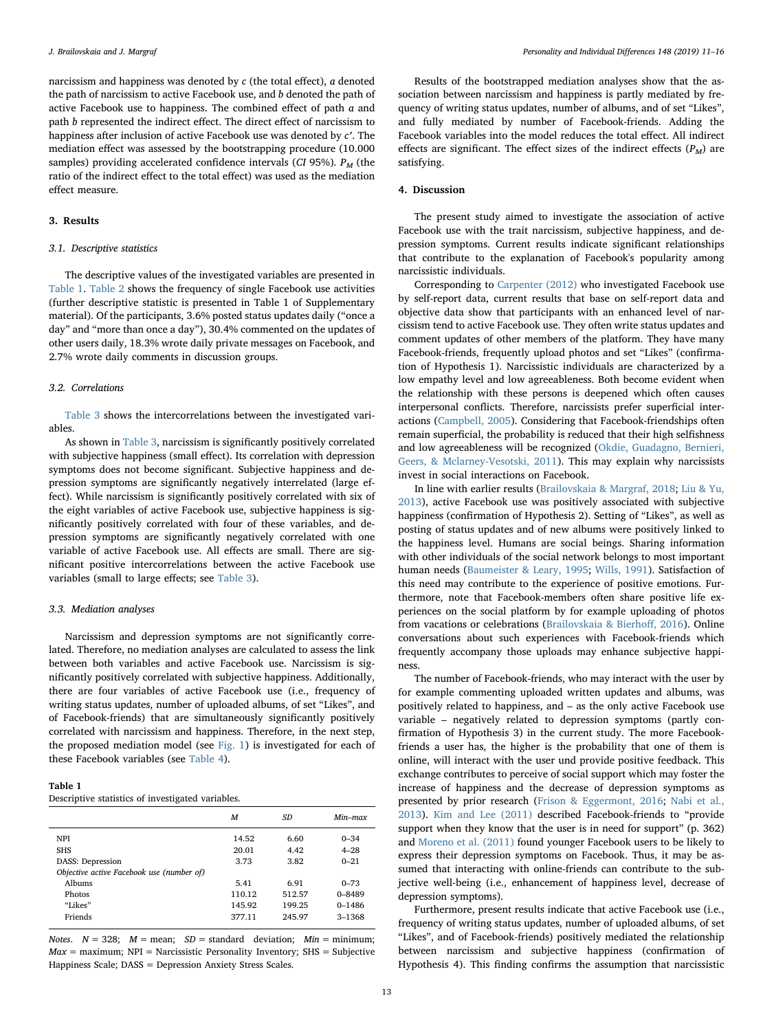narcissism and happiness was denoted by *c* (the total effect), *a* denoted the path of narcissism to active Facebook use, and *b* denoted the path of active Facebook use to happiness. The combined effect of path *a* and path *b* represented the indirect effect. The direct effect of narcissism to happiness after inclusion of active Facebook use was denoted by *c′*. The mediation effect was assessed by the bootstrapping procedure (10.000 samples) providing accelerated confidence intervals (*CI* 95%). $P_M$ (the ratio of the indirect effect to the total effect) was used as the mediation effect measure.

## 3. Results

### 3.1. Descriptive statistics

The descriptive values of the investigated variables are presented in Table 1. Table 2 shows the frequency of single Facebook use activities (further descriptive statistic is presented in Table 1 of Supplementary material). Of the participants, 3.6% posted status updates daily ("once a day" and "more than once a day"), 30.4% commented on the updates of other users daily, 18.3% wrote daily private messages on Facebook, and 2.7% wrote daily comments in discussion groups.

### 3.2. Correlations

Table 3 shows the intercorrelations between the investigated variables.

As shown in Table 3, narcissism is significantly positively correlated with subjective happiness (small effect). Its correlation with depression symptoms does not become significant. Subjective happiness and depression symptoms are significantly negatively interrelated (large effect). While narcissism is significantly positively correlated with six of the eight variables of active Facebook use, subjective happiness is significantly positively correlated with four of these variables, and depression symptoms are significantly negatively correlated with one variable of active Facebook use. All effects are small. There are significant positive intercorrelations between the active Facebook use variables (small to large effects; see Table 3).

### 3.3. Mediation analyses

Narcissism and depression symptoms are not significantly correlated. Therefore, no mediation analyses are calculated to assess the link between both variables and active Facebook use. Narcissism is significantly positively correlated with subjective happiness. Additionally, there are four variables of active Facebook use (i.e., frequency of writing status updates, number of uploaded albums, of set "Likes", and of Facebook-friends) that are simultaneously significantly positively correlated with narcissism and happiness. Therefore, in the next step, the proposed mediation model (see Fig. 1) is investigated for each of these Facebook variables (see Table 4).

**Table 1**
Descriptive statistics of investigated variables.

| | *M* | *SD* | *Min–max* |
|---|---|---|---|
| NPI | 14.52 | 6.60 | 0–34 |
| SHS | 20.01 | 4.42 | 4–28 |
| DASS: Depression | 3.73 | 3.82 | 0–21 |
| *Objective active Facebook use (number of)* | | | |
| Albums | 5.41 | 6.91 | 0–73 |
| Photos | 110.12 | 512.57 | 0–8489 |
| "Likes" | 145.92 | 199.25 | 0–1486 |
| Friends | 377.11 | 245.97 | 3–1368 |

*Notes.* $N = 328$; *M* = mean; *SD* = standard deviation; *Min* = minimum; *Max* = maximum; NPI = Narcissistic Personality Inventory; SHS = Subjective Happiness Scale; DASS = Depression Anxiety Stress Scales.

Results of the bootstrapped mediation analyses show that the association between narcissism and happiness is partly mediated by frequency of writing status updates, number of albums, and of set "Likes", and fully mediated by number of Facebook-friends. Adding the Facebook variables into the model reduces the total effect. All indirect effects are significant. The effect sizes of the indirect effects ($P_M$) are satisfying.

## 4. Discussion

The present study aimed to investigate the association of active Facebook use with the trait narcissism, subjective happiness, and depression symptoms. Current results indicate significant relationships that contribute to the explanation of Facebook's popularity among narcissistic individuals.

Corresponding to Carpenter (2012) who investigated Facebook use by self-report data, current results that base on self-report data and objective data show that participants with an enhanced level of narcissism tend to active Facebook use. They often write status updates and comment updates of other members of the platform. They have many Facebook-friends, frequently upload photos and set "Likes" (confirmation of Hypothesis 1). Narcissistic individuals are characterized by a low empathy level and low agreeableness. Both become evident when the relationship with these persons is deepened which often causes interpersonal conflicts. Therefore, narcissists prefer superficial interactions (Campbell, 2005). Considering that Facebook-friendships often remain superficial, the probability is reduced that their high selfishness and low agreeableness will be recognized (Okdie, Guadagno, Bernieri, Geers, & Mclarney-Vesotski, 2011). This may explain why narcissists invest in social interactions on Facebook.

In line with earlier results (Brailovskaia & Margraf, 2018; Liu & Yu, 2013), active Facebook use was positively associated with subjective happiness (confirmation of Hypothesis 2). Setting of "Likes", as well as posting of status updates and of new albums were positively linked to the happiness level. Humans are social beings. Sharing information with other individuals of the social network belongs to most important human needs (Baumeister & Leary, 1995; Wills, 1991). Satisfaction of this need may contribute to the experience of positive emotions. Furthermore, note that Facebook-members often share positive life experiences on the social platform by for example uploading of photos from vacations or celebrations (Brailovskaia & Bierhoff, 2016). Online conversations about such experiences with Facebook-friends which frequently accompany those uploads may enhance subjective happiness.

The number of Facebook-friends, who may interact with the user by for example commenting uploaded written updates and albums, was positively related to happiness, and – as the only active Facebook use variable – negatively related to depression symptoms (partly confirmation of Hypothesis 3) in the current study. The more Facebook-friends a user has, the higher is the probability that one of them is online, will interact with the user und provide positive feedback. This exchange contributes to perceive of social support which may foster the increase of happiness and the decrease of depression symptoms as presented by prior research (Frison & Eggermont, 2016; Nabi et al., 2013). Kim and Lee (2011) described Facebook-friends to "provide support when they know that the user is in need for support" (p. 362) and Moreno et al. (2011) found younger Facebook users to be likely to express their depression symptoms on Facebook. Thus, it may be assumed that interacting with online-friends can contribute to the subjective well-being (i.e., enhancement of happiness level, decrease of depression symptoms).

Furthermore, present results indicate that active Facebook use (i.e., frequency of writing status updates, number of uploaded albums, of set "Likes", and of Facebook-friends) positively mediated the relationship between narcissism and subjective happiness (confirmation of Hypothesis 4). This finding confirms the assumption that narcissistic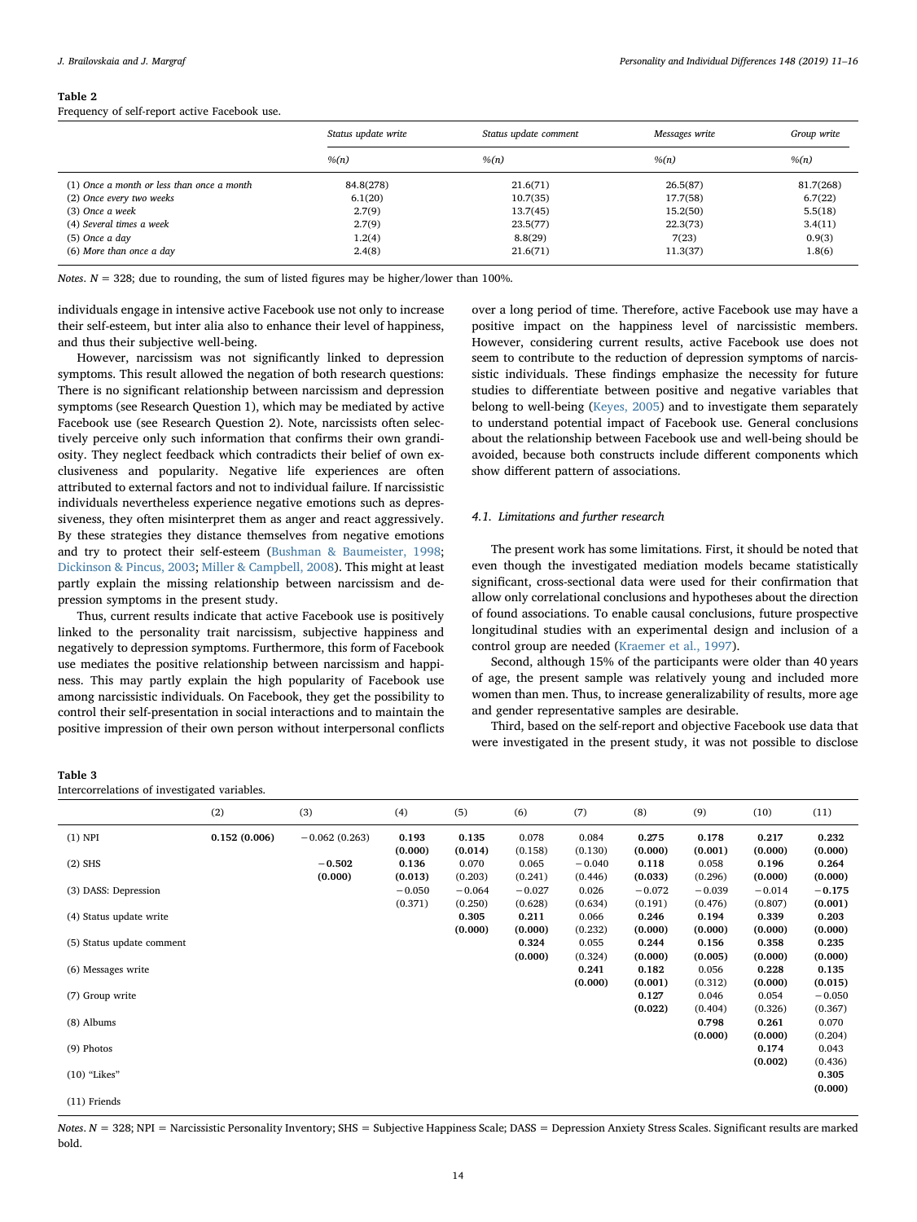**Table 2**
Frequency of self-report active Facebook use.

| | *Status update write* | *Status update comment* | *Messages write* | *Group write* |
|---|---|---|---|---|
| | *%(n)* | *%(n)* | *%(n)* | *%(n)* |
| (1) *Once a month or less than once a month* | 84.8(278) | 21.6(71) | 26.5(87) | 81.7(268) |
| (2) *Once every two weeks* | 6.1(20) | 10.7(35) | 17.7(58) | 6.7(22) |
| (3) *Once a week* | 2.7(9) | 13.7(45) | 15.2(50) | 5.5(18) |
| (4) *Several times a week* | 2.7(9) | 23.5(77) | 22.3(73) | 3.4(11) |
| (5) *Once a day* | 1.2(4) | 8.8(29) | 7(23) | 0.9(3) |
| (6) *More than once a day* | 2.4(8) | 21.6(71) | 11.3(37) | 1.8(6) |

*Notes*. $N = 328$; due to rounding, the sum of listed figures may be higher/lower than 100%.

individuals engage in intensive active Facebook use not only to increase their self-esteem, but inter alia also to enhance their level of happiness, and thus their subjective well-being.

However, narcissism was not significantly linked to depression symptoms. This result allowed the negation of both research questions: There is no significant relationship between narcissism and depression symptoms (see Research Question 1), which may be mediated by active Facebook use (see Research Question 2). Note, narcissists often selectively perceive only such information that confirms their own grandiosity. They neglect feedback which contradicts their belief of own exclusiveness and popularity. Negative life experiences are often attributed to external factors and not to individual failure. If narcissistic individuals nevertheless experience negative emotions such as depressiveness, they often misinterpret them as anger and react aggressively. By these strategies they distance themselves from negative emotions and try to protect their self-esteem (Bushman & Baumeister, 1998; Dickinson & Pincus, 2003; Miller & Campbell, 2008). This might at least partly explain the missing relationship between narcissism and depression symptoms in the present study.

Thus, current results indicate that active Facebook use is positively linked to the personality trait narcissism, subjective happiness and negatively to depression symptoms. Furthermore, this form of Facebook use mediates the positive relationship between narcissism and happiness. This may partly explain the high popularity of Facebook use among narcissistic individuals. On Facebook, they get the possibility to control their self-presentation in social interactions and to maintain the positive impression of their own person without interpersonal conflicts over a long period of time. Therefore, active Facebook use may have a positive impact on the happiness level of narcissistic members. However, considering current results, active Facebook use does not seem to contribute to the reduction of depression symptoms of narcissistic individuals. These findings emphasize the necessity for future studies to differentiate between positive and negative variables that belong to well-being (Keyes, 2005) and to investigate them separately to understand potential impact of Facebook use. General conclusions about the relationship between Facebook use and well-being should be avoided, because both constructs include different components which show different pattern of associations.

### 4.1. Limitations and further research

The present work has some limitations. First, it should be noted that even though the investigated mediation models became statistically significant, cross-sectional data were used for their confirmation that allow only correlational conclusions and hypotheses about the direction of found associations. To enable causal conclusions, future prospective longitudinal studies with an experimental design and inclusion of a control group are needed (Kraemer et al., 1997).

Second, although 15% of the participants were older than 40 years of age, the present sample was relatively young and included more women than men. Thus, to increase generalizability of results, more age and gender representative samples are desirable.

Third, based on the self-report and objective Facebook use data that were investigated in the present study, it was not possible to disclose

**Table 3**
Intercorrelations of investigated variables.

| | (2) | (3) | (4) | (5) | (6) | (7) | (8) | (9) | (10) | (11) |
|---|---|---|---|---|---|---|---|---|---|---|
| (1) NPI | **0.152 (0.006)** | −0.062 (0.263) | **0.193 (0.000)** | **0.135 (0.014)** | 0.078 (0.158) | 0.084 (0.130) | **0.275 (0.000)** | **0.178 (0.001)** | **0.217 (0.000)** | **0.232 (0.000)** |
| (2) SHS | | **−0.502 (0.000)** | **0.136 (0.013)** | 0.070 (0.203) | 0.065 (0.241) | −0.040 (0.446) | **0.118 (0.033)** | 0.058 (0.296) | **0.196 (0.000)** | **0.264 (0.000)** |
| (3) DASS: Depression | | | −0.050 (0.371) | −0.064 (0.250) | −0.027 (0.628) | 0.026 (0.634) | −0.072 (0.191) | −0.039 (0.476) | −0.014 (0.807) | **−0.175 (0.001)** |
| (4) Status update write | | | | **0.305 (0.000)** | **0.211 (0.000)** | 0.066 (0.232) | **0.246 (0.000)** | **0.194 (0.000)** | **0.339 (0.000)** | **0.203 (0.000)** |
| (5) Status update comment | | | | | **0.324 (0.000)** | 0.055 (0.324) | **0.244 (0.000)** | **0.156 (0.005)** | **0.358 (0.000)** | **0.235 (0.000)** |
| (6) Messages write | | | | | | **0.241 (0.000)** | **0.182 (0.001)** | 0.056 (0.312) | **0.228 (0.000)** | **0.135 (0.015)** |
| (7) Group write | | | | | | | **0.127 (0.022)** | 0.046 (0.404) | 0.054 (0.326) | −0.050 (0.367) |
| (8) Albums | | | | | | | | **0.798 (0.000)** | **0.261 (0.000)** | 0.070 (0.204) |
| (9) Photos | | | | | | | | | **0.174 (0.002)** | 0.043 (0.436) |
| (10) "Likes" | | | | | | | | | | **0.305 (0.000)** |
| (11) Friends | | | | | | | | | | |

*Notes*. $N = 328$; NPI = Narcissistic Personality Inventory; SHS = Subjective Happiness Scale; DASS = Depression Anxiety Stress Scales. Significant results are marked bold.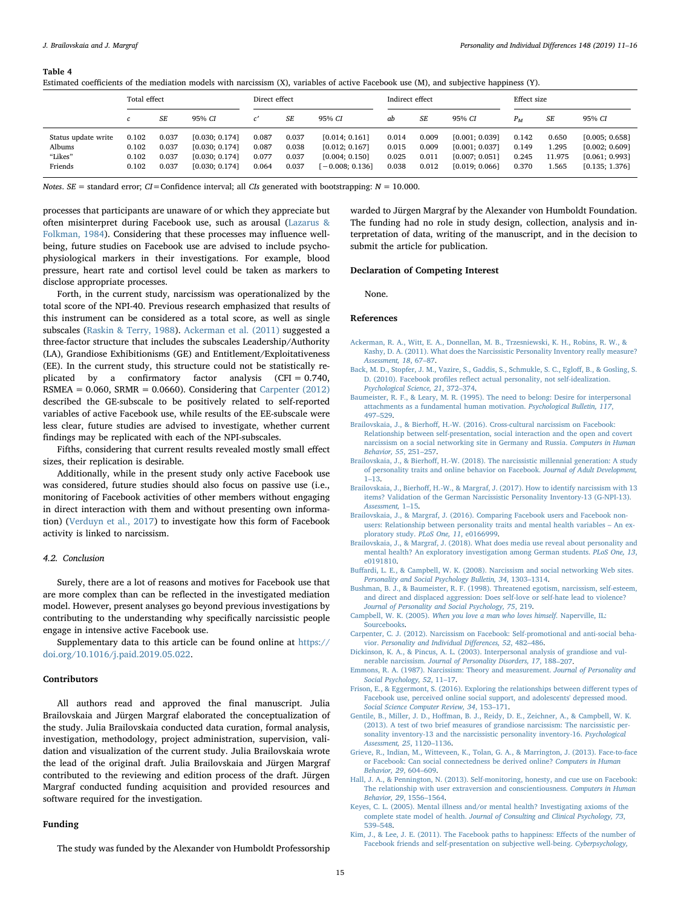**Table 4**
Estimated coefficients of the mediation models with narcissism (X), variables of active Facebook use (M), and subjective happiness (Y).

| | Total effect | | | Direct effect | | | Indirect effect | | | Effect size | | |
|---|---|---|---|---|---|---|---|---|---|---|---|---|
| | *c* | *SE* | 95% *CI* | *c′* | *SE* | 95% *CI* | *ab* | *SE* | 95% *CI* | $P_M$ | *SE* | 95% *CI* |
| Status update write | 0.102 | 0.037 | [0.030; 0.174] | 0.087 | 0.037 | [0.014; 0.161] | 0.014 | 0.009 | [0.001; 0.039] | 0.142 | 0.650 | [0.005; 0.658] |
| Albums | 0.102 | 0.037 | [0.030; 0.174] | 0.087 | 0.038 | [0.012; 0.167] | 0.015 | 0.009 | [0.001; 0.037] | 0.149 | 1.295 | [0.002; 0.609] |
| "Likes" | 0.102 | 0.037 | [0.030; 0.174] | 0.077 | 0.037 | [0.004; 0.150] | 0.025 | 0.011 | [0.007; 0.051] | 0.245 | 11.975 | [0.061; 0.993] |
| Friends | 0.102 | 0.037 | [0.030; 0.174] | 0.064 | 0.037 | [−0.008; 0.136] | 0.038 | 0.012 | [0.019; 0.066] | 0.370 | 1.565 | [0.135; 1.376] |

*Notes*. *SE* = standard error; *CI* = Confidence interval; all *CIs* generated with bootstrapping: *N* = 10.000.

processes that participants are unaware of or which they appreciate but often misinterpret during Facebook use, such as arousal (Lazarus & Folkman, 1984). Considering that these processes may influence well-being, future studies on Facebook use are advised to include psychophysiological markers in their investigations. For example, blood pressure, heart rate and cortisol level could be taken as markers to disclose appropriate processes.

Forth, in the current study, narcissism was operationalized by the total score of the NPI-40. Previous research emphasized that results of this instrument can be considered as a total score, as well as single subscales (Raskin & Terry, 1988). Ackerman et al. (2011) suggested a three-factor structure that includes the subscales Leadership/Authority (LA), Grandiose Exhibitionisms (GE) and Entitlement/Exploitativeness (EE). In the current study, this structure could not be statistically replicated by a confirmatory factor analysis (CFI = 0.740, RSMEA = 0.060, SRMR = 0.0660). Considering that Carpenter (2012) described the GE-subscale to be positively related to self-reported variables of active Facebook use, while results of the EE-subscale were less clear, future studies are advised to investigate, whether current findings may be replicated with each of the NPI-subscales.

Fifths, considering that current results revealed mostly small effect sizes, their replication is desirable.

Additionally, while in the present study only active Facebook use was considered, future studies should also focus on passive use (i.e., monitoring of Facebook activities of other members without engaging in direct interaction with them and without presenting own information) (Verduyn et al., 2017) to investigate how this form of Facebook activity is linked to narcissism.

### 4.2. Conclusion

Surely, there are a lot of reasons and motives for Facebook use that are more complex than can be reflected in the investigated mediation model. However, present analyses go beyond previous investigations by contributing to the understanding why specifically narcissistic people engage in intensive active Facebook use.

Supplementary data to this article can be found online at https://doi.org/10.1016/j.paid.2019.05.022.

## Contributors

All authors read and approved the final manuscript. Julia Brailovskaia and Jürgen Margraf elaborated the conceptualization of the study. Julia Brailovskaia conducted data curation, formal analysis, investigation, methodology, project administration, supervision, validation and visualization of the current study. Julia Brailovskaia wrote the lead of the original draft. Julia Brailovskaia and Jürgen Margraf contributed to the reviewing and edition process of the draft. Jürgen Margraf conducted funding acquisition and provided resources and software required for the investigation.

## Funding

The study was funded by the Alexander von Humboldt Professorship warded to Jürgen Margraf by the Alexander von Humboldt Foundation. The funding had no role in study design, collection, analysis and interpretation of data, writing of the manuscript, and in the decision to submit the article for publication.

## Declaration of Competing Interest

None.

## References

Ackerman, R. A., Witt, E. A., Donnellan, M. B., Trzesniewski, K. H., Robins, R. W., & Kashy, D. A. (2011). What does the Narcissistic Personality Inventory really measure? *Assessment, 18*, 67–87.

Back, M. D., Stopfer, J. M., Vazire, S., Gaddis, S., Schmukle, S. C., Egloff, B., & Gosling, S. D. (2010). Facebook profiles reflect actual personality, not self-idealization. *Psychological Science, 21*, 372–374.

Baumeister, R. F., & Leary, M. R. (1995). The need to belong: Desire for interpersonal attachments as a fundamental human motivation. *Psychological Bulletin, 117*, 497–529.

Brailovskaia, J., & Bierhoff, H.-W. (2016). Cross-cultural narcissism on Facebook: Relationship between self-presentation, social interaction and the open and covert narcissism on a social networking site in Germany and Russia. *Computers in Human Behavior, 55*, 251–257.

Brailovskaia, J., & Bierhoff, H.-W. (2018). The narcissistic millennial generation: A study of personality traits and online behavior on Facebook. *Journal of Adult Development*, 1–13.

Brailovskaia, J., Bierhoff, H.-W., & Margraf, J. (2017). How to identify narcissism with 13 items? Validation of the German Narcissistic Personality Inventory-13 (G-NPI-13). *Assessment*, 1–15.

Brailovskaia, J., & Margraf, J. (2016). Comparing Facebook users and Facebook non-users: Relationship between personality traits and mental health variables – An exploratory study. *PLoS One, 11*, e0166999.

Brailovskaia, J., & Margraf, J. (2018). What does media use reveal about personality and mental health? An exploratory investigation among German students. *PLoS One, 13*, e0191810.

Buffardi, L. E., & Campbell, W. K. (2008). Narcissism and social networking Web sites. *Personality and Social Psychology Bulletin, 34*, 1303–1314.

Bushman, B. J., & Baumeister, R. F. (1998). Threatened egotism, narcissism, self-esteem, and direct and displaced aggression: Does self-love or self-hate lead to violence? *Journal of Personality and Social Psychology, 75*, 219.

Campbell, W. K. (2005). *When you love a man who loves himself.* Naperville, IL: Sourcebooks.

Carpenter, C. J. (2012). Narcissism on Facebook: Self-promotional and anti-social behavior. *Personality and Individual Differences, 52*, 482–486.

Dickinson, K. A., & Pincus, A. L. (2003). Interpersonal analysis of grandiose and vulnerable narcissism. *Journal of Personality Disorders, 17*, 188–207.

Emmons, R. A. (1987). Narcissism: Theory and measurement. *Journal of Personality and Social Psychology, 52*, 11–17.

Frison, E., & Eggermont, S. (2016). Exploring the relationships between different types of Facebook use, perceived online social support, and adolescents' depressed mood. *Social Science Computer Review, 34*, 153–171.

Gentile, B., Miller, J. D., Hoffman, B. J., Reidy, D. E., Zeichner, A., & Campbell, W. K. (2013). A test of two brief measures of grandiose narcissism: The narcissistic personality inventory-13 and the narcissistic personality inventory-16. *Psychological Assessment, 25*, 1120–1136.

Grieve, R., Indian, M., Witteveen, K., Tolan, G. A., & Marrington, J. (2013). Face-to-face or Facebook: Can social connectedness be derived online? *Computers in Human Behavior, 29*, 604–609.

Hall, J. A., & Pennington, N. (2013). Self-monitoring, honesty, and cue use on Facebook: The relationship with user extraversion and conscientiousness. *Computers in Human Behavior, 29*, 1556–1564.

Keyes, C. L. (2005). Mental illness and/or mental health? Investigating axioms of the complete state model of health. *Journal of Consulting and Clinical Psychology, 73*, 539–548.

Kim, J., & Lee, J. E. (2011). The Facebook paths to happiness: Effects of the number of Facebook friends and self-presentation on subjective well-being. *Cyberpsychology,*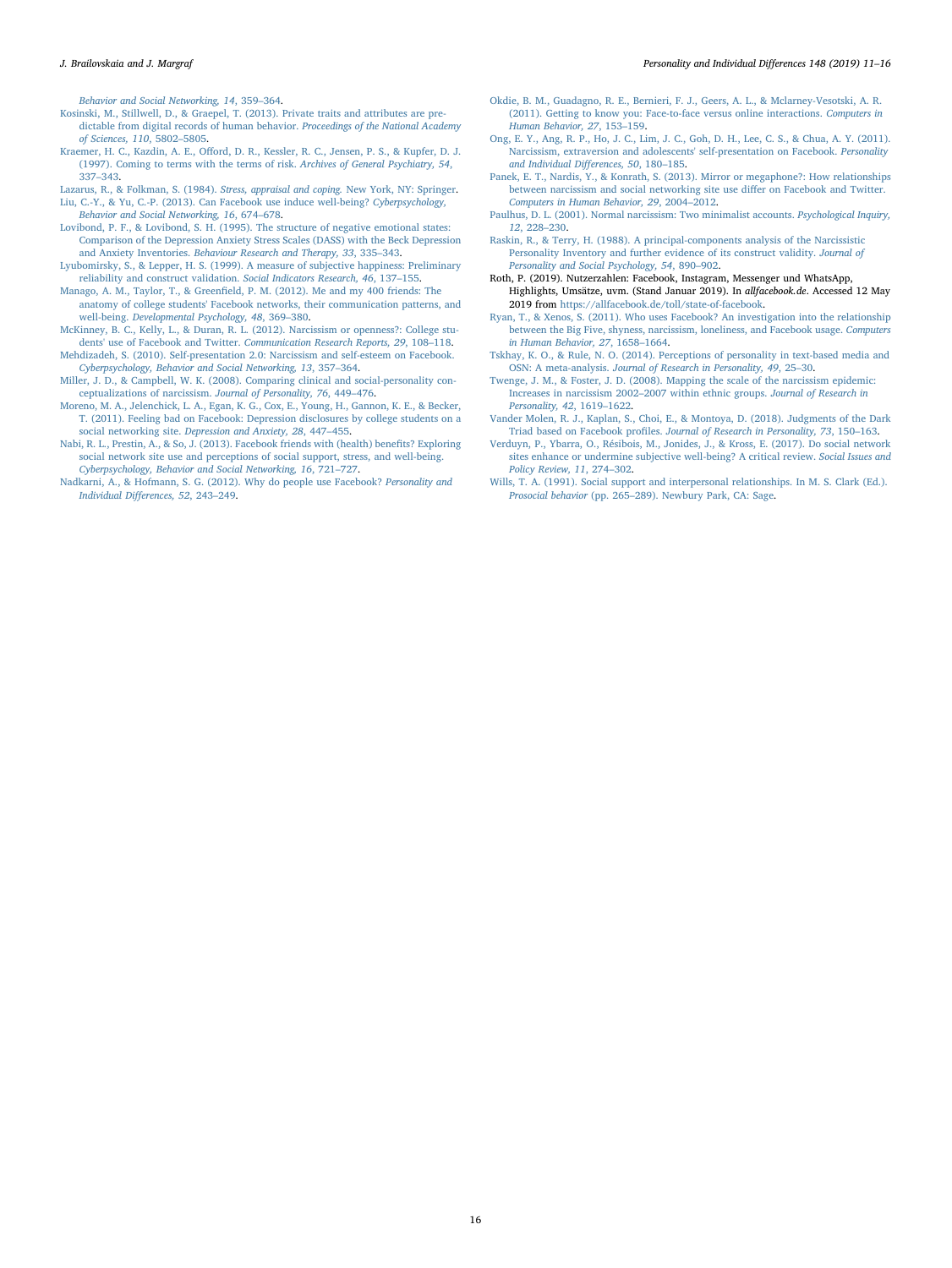*Behavior and Social Networking, 14*, 359–364.

Kosinski, M., Stillwell, D., & Graepel, T. (2013). Private traits and attributes are predictable from digital records of human behavior. *Proceedings of the National Academy of Sciences, 110*, 5802–5805.

Kraemer, H. C., Kazdin, A. E., Offord, D. R., Kessler, R. C., Jensen, P. S., & Kupfer, D. J. (1997). Coming to terms with the terms of risk. *Archives of General Psychiatry, 54*, 337–343.

Lazarus, R., & Folkman, S. (1984). *Stress, appraisal and coping.* New York, NY: Springer.

Liu, C.-Y., & Yu, C.-P. (2013). Can Facebook use induce well-being? *Cyberpsychology, Behavior and Social Networking, 16*, 674–678.

Lovibond, P. F., & Lovibond, S. H. (1995). The structure of negative emotional states: Comparison of the Depression Anxiety Stress Scales (DASS) with the Beck Depression and Anxiety Inventories. *Behaviour Research and Therapy, 33*, 335–343.

Lyubomirsky, S., & Lepper, H. S. (1999). A measure of subjective happiness: Preliminary reliability and construct validation. *Social Indicators Research, 46*, 137–155.

Manago, A. M., Taylor, T., & Greenfield, P. M. (2012). Me and my 400 friends: The anatomy of college students' Facebook networks, their communication patterns, and well-being. *Developmental Psychology, 48*, 369–380.

McKinney, B. C., Kelly, L., & Duran, R. L. (2012). Narcissism or openness?: College students' use of Facebook and Twitter. *Communication Research Reports, 29*, 108–118.

Mehdizadeh, S. (2010). Self-presentation 2.0: Narcissism and self-esteem on Facebook. *Cyberpsychology, Behavior and Social Networking, 13*, 357–364.

Miller, J. D., & Campbell, W. K. (2008). Comparing clinical and social-personality conceptualizations of narcissism. *Journal of Personality, 76*, 449–476.

Moreno, M. A., Jelenchick, L. A., Egan, K. G., Cox, E., Young, H., Gannon, K. E., & Becker, T. (2011). Feeling bad on Facebook: Depression disclosures by college students on a social networking site. *Depression and Anxiety, 28*, 447–455.

Nabi, R. L., Prestin, A., & So, J. (2013). Facebook friends with (health) benefits? Exploring social network site use and perceptions of social support, stress, and well-being. *Cyberpsychology, Behavior and Social Networking, 16*, 721–727.

Nadkarni, A., & Hofmann, S. G. (2012). Why do people use Facebook? *Personality and Individual Differences, 52*, 243–249.

Okdie, B. M., Guadagno, R. E., Bernieri, F. J., Geers, A. L., & Mclarney-Vesotski, A. R. (2011). Getting to know you: Face-to-face versus online interactions. *Computers in Human Behavior, 27*, 153–159.

Ong, E. Y., Ang, R. P., Ho, J. C., Lim, J. C., Goh, D. H., Lee, C. S., & Chua, A. Y. (2011). Narcissism, extraversion and adolescents' self-presentation on Facebook. *Personality and Individual Differences, 50*, 180–185.

Panek, E. T., Nardis, Y., & Konrath, S. (2013). Mirror or megaphone?: How relationships between narcissism and social networking site use differ on Facebook and Twitter. *Computers in Human Behavior, 29*, 2004–2012.

Paulhus, D. L. (2001). Normal narcissism: Two minimalist accounts. *Psychological Inquiry, 12*, 228–230.

Raskin, R., & Terry, H. (1988). A principal-components analysis of the Narcissistic Personality Inventory and further evidence of its construct validity. *Journal of Personality and Social Psychology, 54*, 890–902.

Roth, P. (2019). Nutzerzahlen: Facebook, Instagram, Messenger und WhatsApp, Highlights, Umsätze, uvm. (Stand Januar 2019). In *allfacebook.de*. Accessed 12 May 2019 from https://allfacebook.de/toll/state-of-facebook.

Ryan, T., & Xenos, S. (2011). Who uses Facebook? An investigation into the relationship between the Big Five, shyness, narcissism, loneliness, and Facebook usage. *Computers in Human Behavior, 27*, 1658–1664.

Tskhay, K. O., & Rule, N. O. (2014). Perceptions of personality in text-based media and OSN: A meta-analysis. *Journal of Research in Personality, 49*, 25–30.

Twenge, J. M., & Foster, J. D. (2008). Mapping the scale of the narcissism epidemic: Increases in narcissism 2002–2007 within ethnic groups. *Journal of Research in Personality, 42*, 1619–1622.

Vander Molen, R. J., Kaplan, S., Choi, E., & Montoya, D. (2018). Judgments of the Dark Triad based on Facebook profiles. *Journal of Research in Personality, 73*, 150–163.

Verduyn, P., Ybarra, O., Résibois, M., Jonides, J., & Kross, E. (2017). Do social network sites enhance or undermine subjective well-being? A critical review. *Social Issues and Policy Review, 11*, 274–302.

Wills, T. A. (1991). Social support and interpersonal relationships. In M. S. Clark (Ed.). *Prosocial behavior* (pp. 265–289). Newbury Park, CA: Sage.